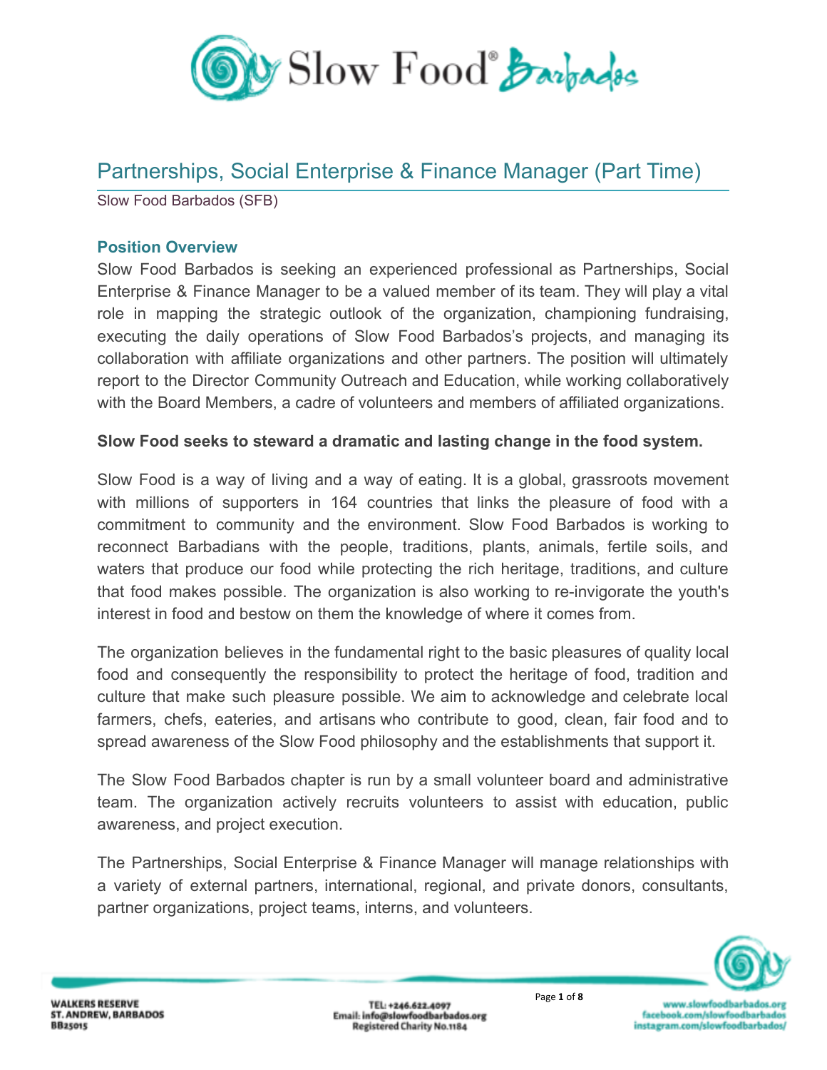# Partnerships, Social Enterprise & Finance Manager (Part Time)

Slow Food Barbados (SFB)

### Position Overview

Slow Food Barbados is seeking an experienced professional as Partnerships, Social Enterprise & Finance Manager to be a valued member of its team. They will play a vital role in mapping the strategic outlook of the organization, championing fundraising, executing the daily operations of Slow Food Barbados's projects, and managing its collaboration with affiliate organizations and other partners. The position will ultimately report to the Director Community Outreach and Education, while working collaboratively with the Board Members, a cadre of volunteers and members of affiliated organizations.

**Slow Food seeks to steward a dramatic and lasting change in the food system.**

Slow Food is a way of living and a way of eating. It is a global, grassroots movement with millions of supporters in 164 countries that links the pleasure of food with a commitment to community and the environment. Slow Food Barbados is working to reconnect Barbadians with the people, traditions, plants, animals, fertile soils, and waters that produce our food while protecting the rich heritage, traditions, and culture that food makes possible. The organization is also working to re-invigorate the youth's interest in food and bestow on them the knowledge of where it comes from.

The organization believes in the fundamental right to the basic pleasures of quality local food and consequently the responsibility to protect the heritage of food, tradition and culture that make such pleasure possible. We aim to acknowledge and celebrate local farmers, chefs, eateries, and artisans who contribute to good, clean, fair food and to spread awareness of the Slow Food philosophy and the establishments that support it.

The Slow Food Barbados chapter is run by a small volunteer board and administrative team. The organization actively recruits volunteers to assist with education, public awareness, and project execution.

The Partnerships, Social Enterprise & Finance Manager will manage relationships with a variety of external partners, international, regional, and private donors, consultants, partner organizations, project teams, interns, and volunteers.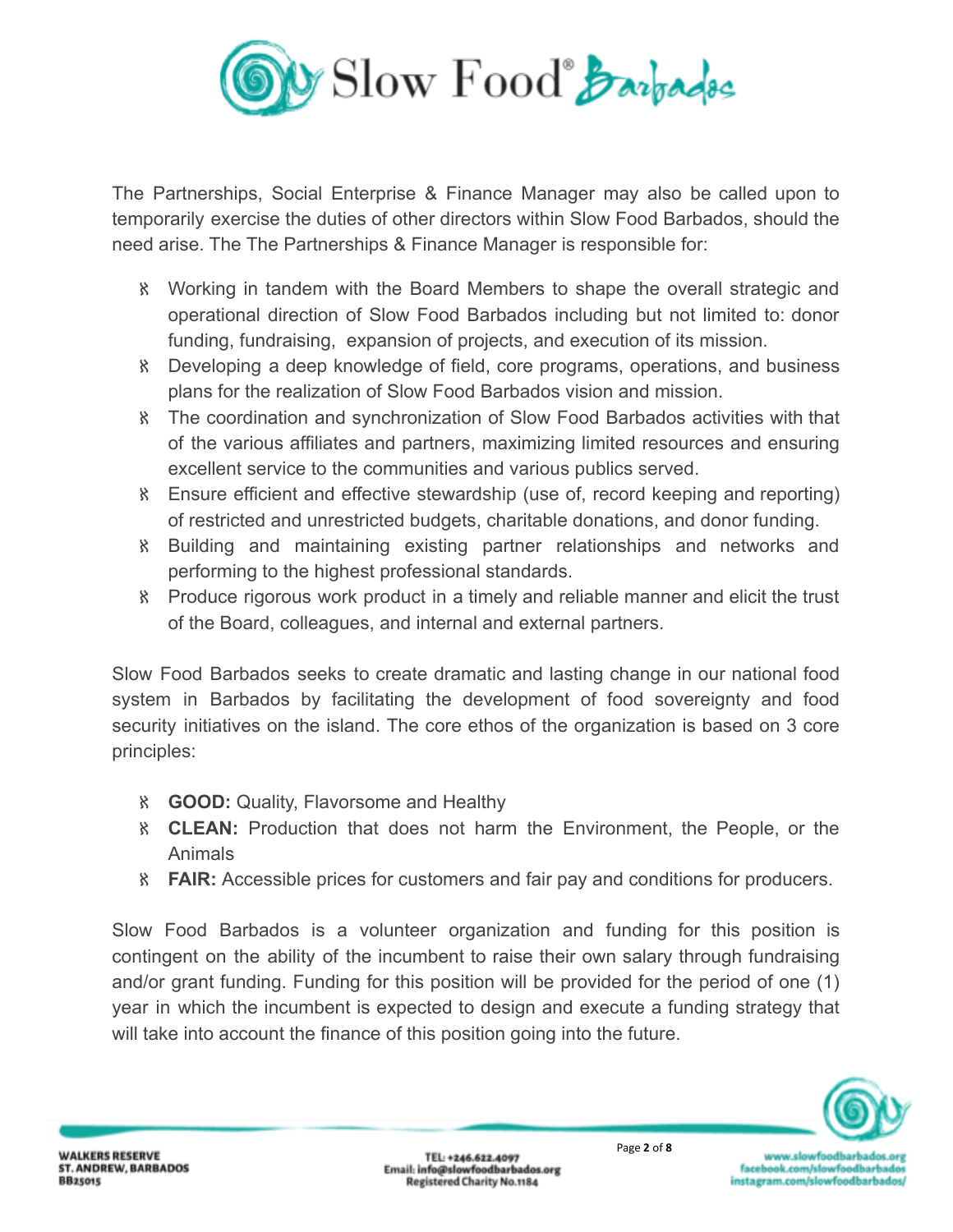The Partnerships, Social Enterprise & Finance Manager may also be called upon to temporarily exercise the duties of other directors within Slow Food Barbados, should the need arise. The The Partnerships & Finance Manager is responsible for:

- Working in tandem with the Board Members to shape the overall strategic and operational direction of Slow Food Barbados including but not limited to: donor funding, fundraising, expansion of projects, and execution of its mission.
- Developing a deep knowledge of field, core programs, operations, and business plans for the realization of Slow Food Barbados vision and mission.
- The coordination and synchronization of Slow Food Barbados activities with that of the various affiliates and partners, maximizing limited resources and ensuring excellent service to the communities and various publics served.
- Ensure efficient and effective stewardship (use of, record keeping and reporting) of restricted and unrestricted budgets, charitable donations, and donor funding.
- Building and maintaining existing partner relationships and networks and performing to the highest professional standards.
- Produce rigorous work product in a timely and reliable manner and elicit the trust of the Board, colleagues, and internal and external partners.

Slow Food Barbados seeks to create dramatic and lasting change in our national food system in Barbados by facilitating the development of food sovereignty and food security initiatives on the island. The core ethos of the organization is based on 3 core principles:

- **GOOD:** Quality, Flavorsome and Healthy
- **CLEAN:** Production that does not harm the Environment, the People, or the Animals
- **FAIR:** Accessible prices for customers and fair pay and conditions for producers.

Slow Food Barbados is a volunteer organization and funding for this position is contingent on the ability of the incumbent to raise their own salary through fundraising and/or grant funding. Funding for this position will be provided for the period of one (1) year in which the incumbent is expected to design and execute a funding strategy that will take into account the finance of this position going into the future.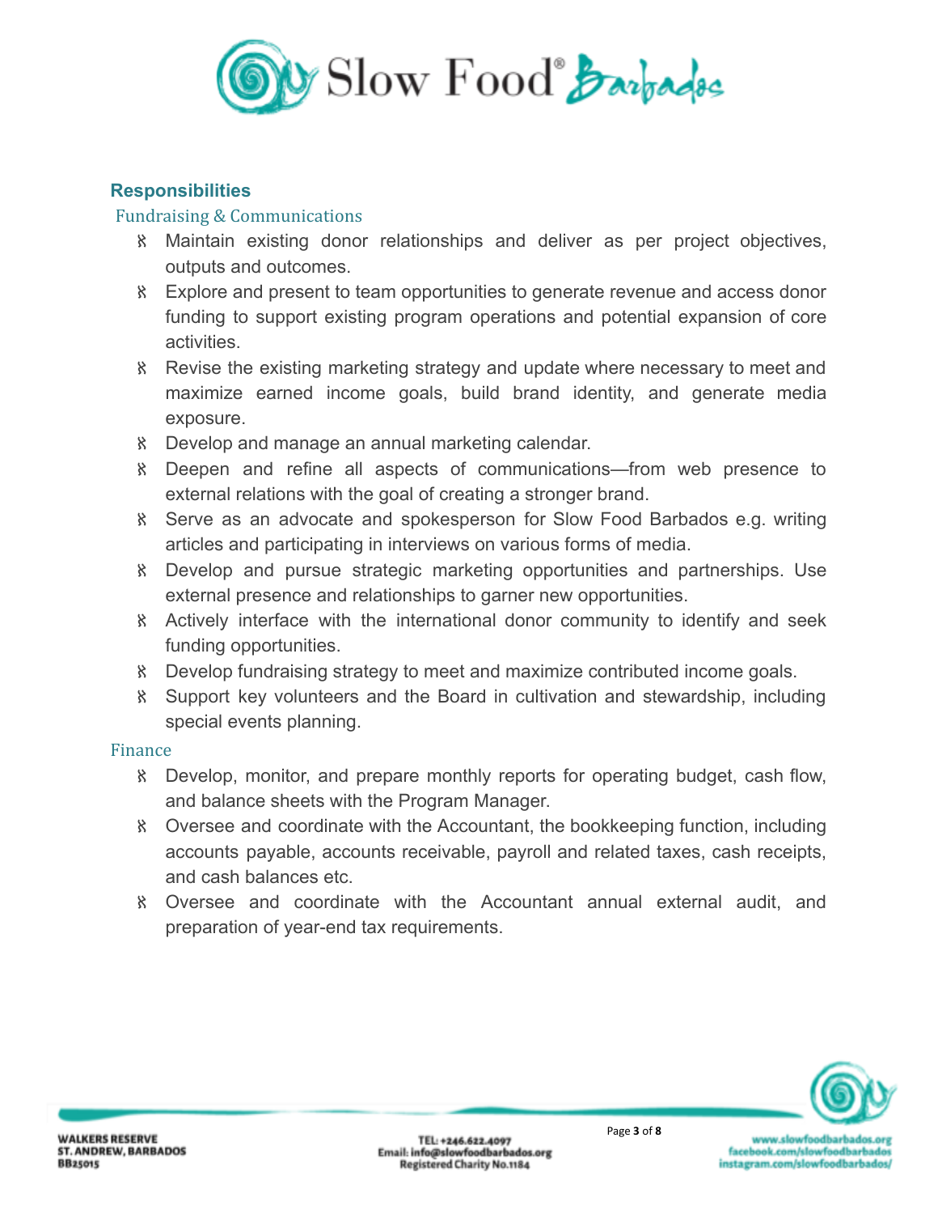## Responsibilities

### Fundraising & Communications

- Maintain existing donor relationships and deliver as per project objectives, outputs and outcomes.
- Explore and present to team opportunities to generate revenue and access donor funding to support existing program operations and potential expansion of core activities.
- Revise the existing marketing strategy and update where necessary to meet and maximize earned income goals, build brand identity, and generate media exposure.
- Develop and manage an annual marketing calendar.
- Deepen and refine all aspects of communications—from web presence to external relations with the goal of creating a stronger brand.
- Serve as an advocate and spokesperson for Slow Food Barbados e.g. writing articles and participating in interviews on various forms of media.
- Develop and pursue strategic marketing opportunities and partnerships. Use external presence and relationships to garner new opportunities.
- Actively interface with the international donor community to identify and seek funding opportunities.
- Develop fundraising strategy to meet and maximize contributed income goals.
- Support key volunteers and the Board in cultivation and stewardship, including special events planning.

### Finance

- Develop, monitor, and prepare monthly reports for operating budget, cash flow, and balance sheets with the Program Manager.
- Oversee and coordinate with the Accountant, the bookkeeping function, including accounts payable, accounts receivable, payroll and related taxes, cash receipts, and cash balances etc.
- Oversee and coordinate with the Accountant annual external audit, and preparation of year-end tax requirements.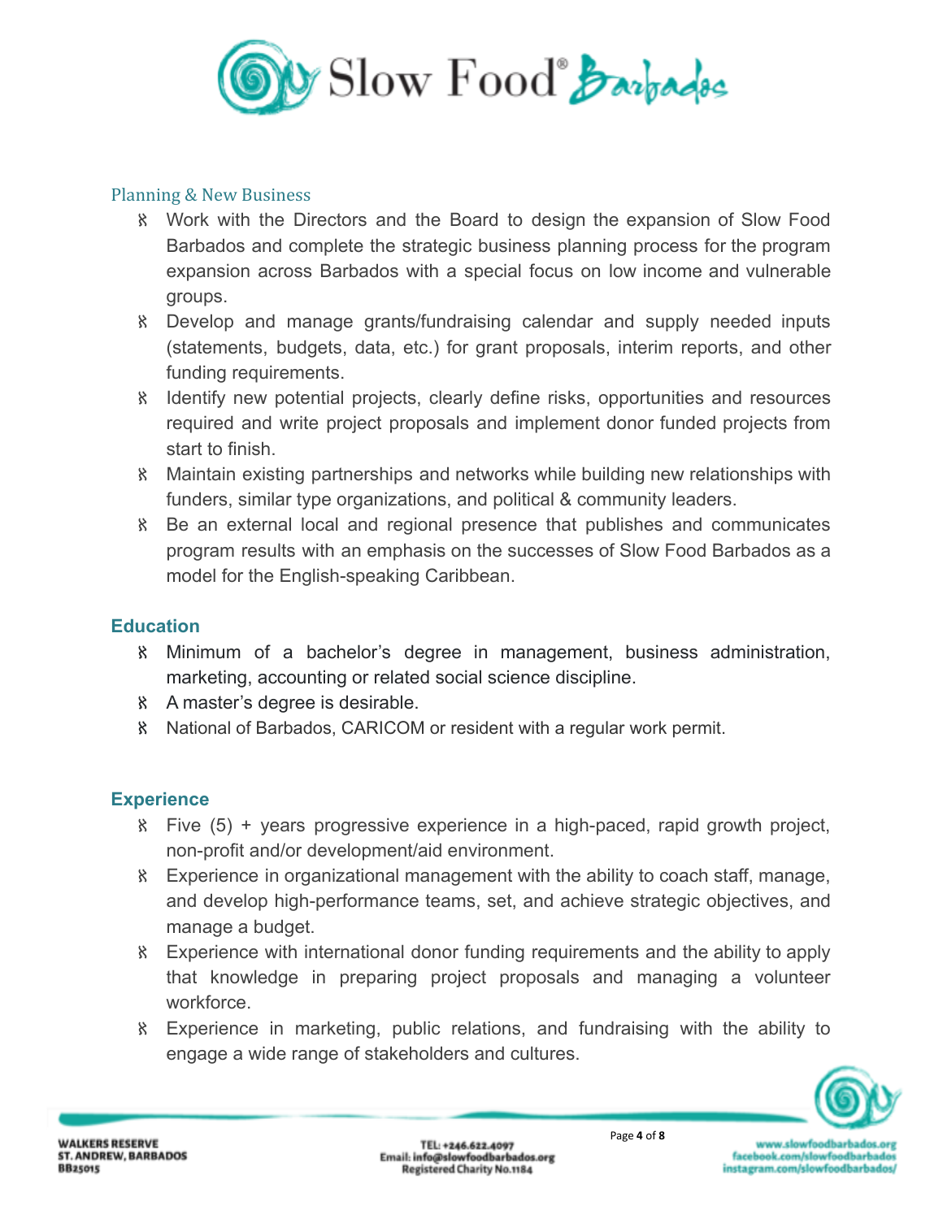## Planning & New Business

- Work with the Directors and the Board to design the expansion of Slow Food Barbados and complete the strategic business planning process for the program expansion across Barbados with a special focus on low income and vulnerable groups.
- Develop and manage grants/fundraising calendar and supply needed inputs (statements, budgets, data, etc.) for grant proposals, interim reports, and other funding requirements.
- Identify new potential projects, clearly define risks, opportunities and resources required and write project proposals and implement donor funded projects from start to finish.
- Maintain existing partnerships and networks while building new relationships with funders, similar type organizations, and political & community leaders.
- Be an external local and regional presence that publishes and communicates program results with an emphasis on the successes of Slow Food Barbados as a model for the English-speaking Caribbean.

## Education

- Minimum of a bachelor's degree in management, business administration, marketing, accounting or related social science discipline.
- A master's degree is desirable.
- National of Barbados, CARICOM or resident with a regular work permit.

## Experience

- Five (5) + years progressive experience in a high-paced, rapid growth project, non-profit and/or development/aid environment.
- Experience in organizational management with the ability to coach staff, manage, and develop high-performance teams, set, and achieve strategic objectives, and manage a budget.
- Experience with international donor funding requirements and the ability to apply that knowledge in preparing project proposals and managing a volunteer workforce.
- Experience in marketing, public relations, and fundraising with the ability to engage a wide range of stakeholders and cultures.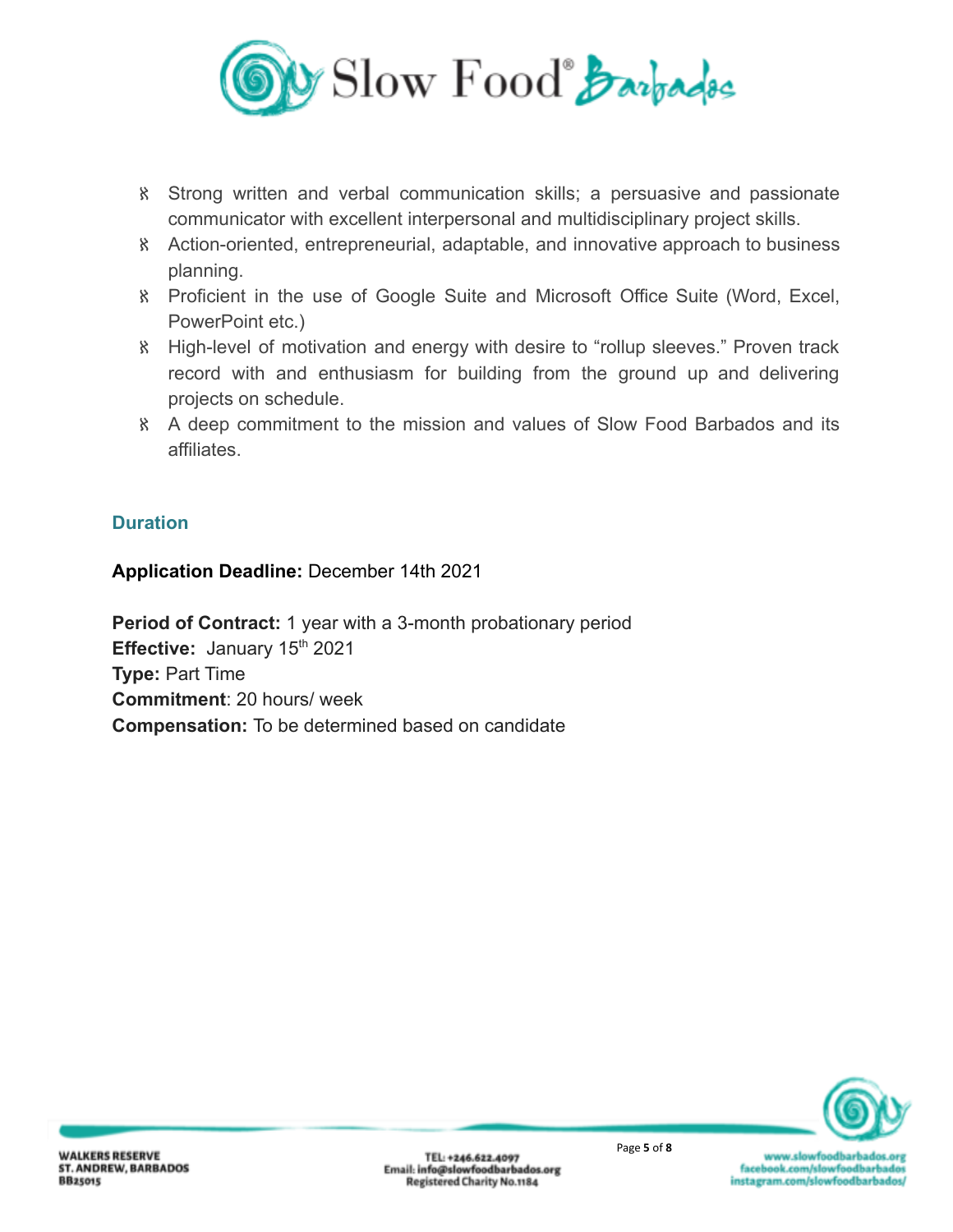- Strong written and verbal communication skills; a persuasive and passionate communicator with excellent interpersonal and multidisciplinary project skills.
- Action-oriented, entrepreneurial, adaptable, and innovative approach to business planning.
- Proficient in the use of Google Suite and Microsoft Office Suite (Word, Excel, PowerPoint etc.)
- High-level of motivation and energy with desire to "rollup sleeves." Proven track record with and enthusiasm for building from the ground up and delivering projects on schedule.
- A deep commitment to the mission and values of Slow Food Barbados and its affiliates.

## Duration

**Application Deadline:** December 14th 2021

**Period of Contract:** 1 year with a 3-month probationary period
**Effective:** January 15th 2021
**Type:** Part Time
**Commitment**: 20 hours/ week
**Compensation:** To be determined based on candidate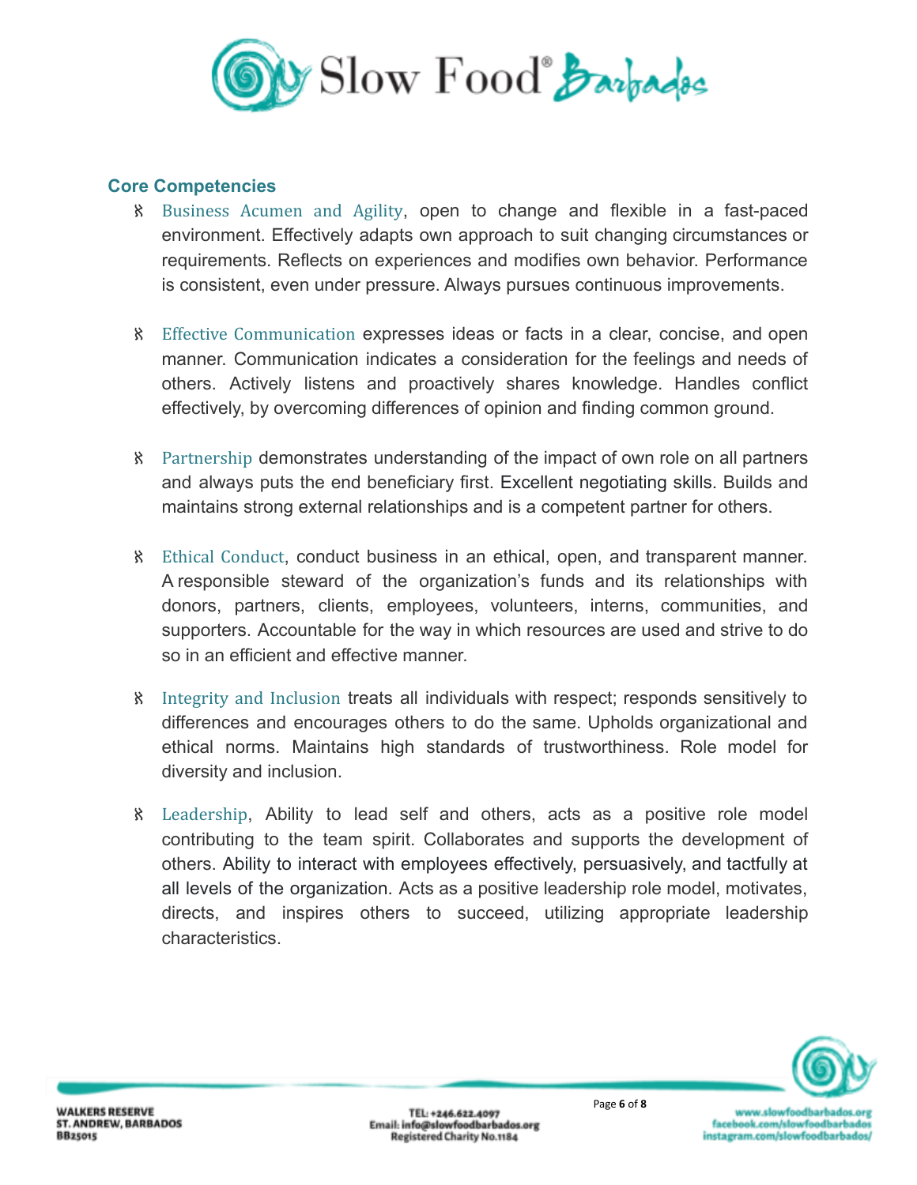## Core Competencies

- Business Acumen and Agility, open to change and flexible in a fast-paced environment. Effectively adapts own approach to suit changing circumstances or requirements. Reflects on experiences and modifies own behavior. Performance is consistent, even under pressure. Always pursues continuous improvements.

- Effective Communication expresses ideas or facts in a clear, concise, and open manner. Communication indicates a consideration for the feelings and needs of others. Actively listens and proactively shares knowledge. Handles conflict effectively, by overcoming differences of opinion and finding common ground.

- Partnership demonstrates understanding of the impact of own role on all partners and always puts the end beneficiary first. Excellent negotiating skills. Builds and maintains strong external relationships and is a competent partner for others.

- Ethical Conduct, conduct business in an ethical, open, and transparent manner. A responsible steward of the organization's funds and its relationships with donors, partners, clients, employees, volunteers, interns, communities, and supporters. Accountable for the way in which resources are used and strive to do so in an efficient and effective manner.

- Integrity and Inclusion treats all individuals with respect; responds sensitively to differences and encourages others to do the same. Upholds organizational and ethical norms. Maintains high standards of trustworthiness. Role model for diversity and inclusion.

- Leadership, Ability to lead self and others, acts as a positive role model contributing to the team spirit. Collaborates and supports the development of others. Ability to interact with employees effectively, persuasively, and tactfully at all levels of the organization. Acts as a positive leadership role model, motivates, directs, and inspires others to succeed, utilizing appropriate leadership characteristics.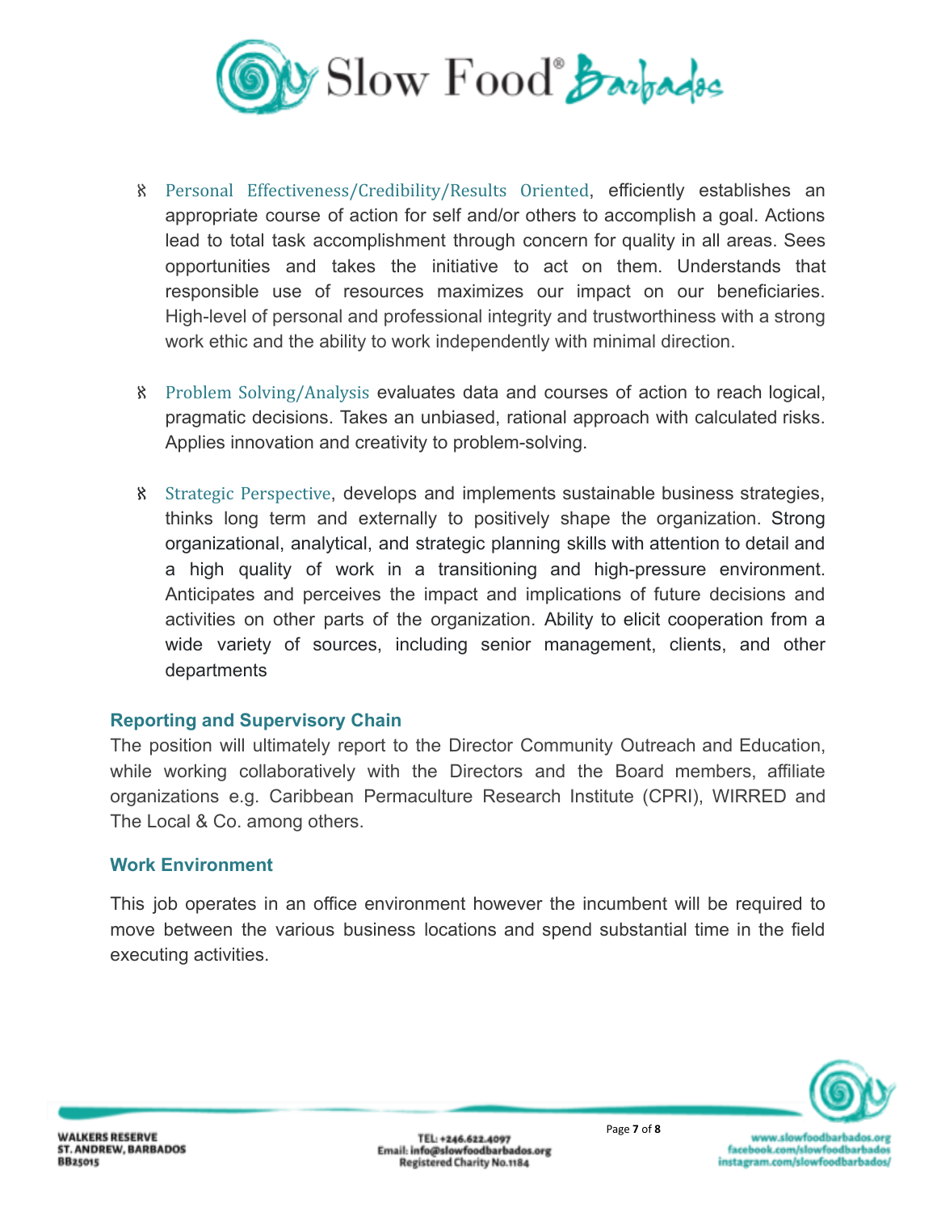- Personal Effectiveness/Credibility/Results Oriented, efficiently establishes an appropriate course of action for self and/or others to accomplish a goal. Actions lead to total task accomplishment through concern for quality in all areas. Sees opportunities and takes the initiative to act on them. Understands that responsible use of resources maximizes our impact on our beneficiaries. High-level of personal and professional integrity and trustworthiness with a strong work ethic and the ability to work independently with minimal direction.

- Problem Solving/Analysis evaluates data and courses of action to reach logical, pragmatic decisions. Takes an unbiased, rational approach with calculated risks. Applies innovation and creativity to problem-solving.

- Strategic Perspective, develops and implements sustainable business strategies, thinks long term and externally to positively shape the organization. Strong organizational, analytical, and strategic planning skills with attention to detail and a high quality of work in a transitioning and high-pressure environment. Anticipates and perceives the impact and implications of future decisions and activities on other parts of the organization. Ability to elicit cooperation from a wide variety of sources, including senior management, clients, and other departments

### Reporting and Supervisory Chain

The position will ultimately report to the Director Community Outreach and Education, while working collaboratively with the Directors and the Board members, affiliate organizations e.g. Caribbean Permaculture Research Institute (CPRI), WIRRED and The Local & Co. among others.

### Work Environment

This job operates in an office environment however the incumbent will be required to move between the various business locations and spend substantial time in the field executing activities.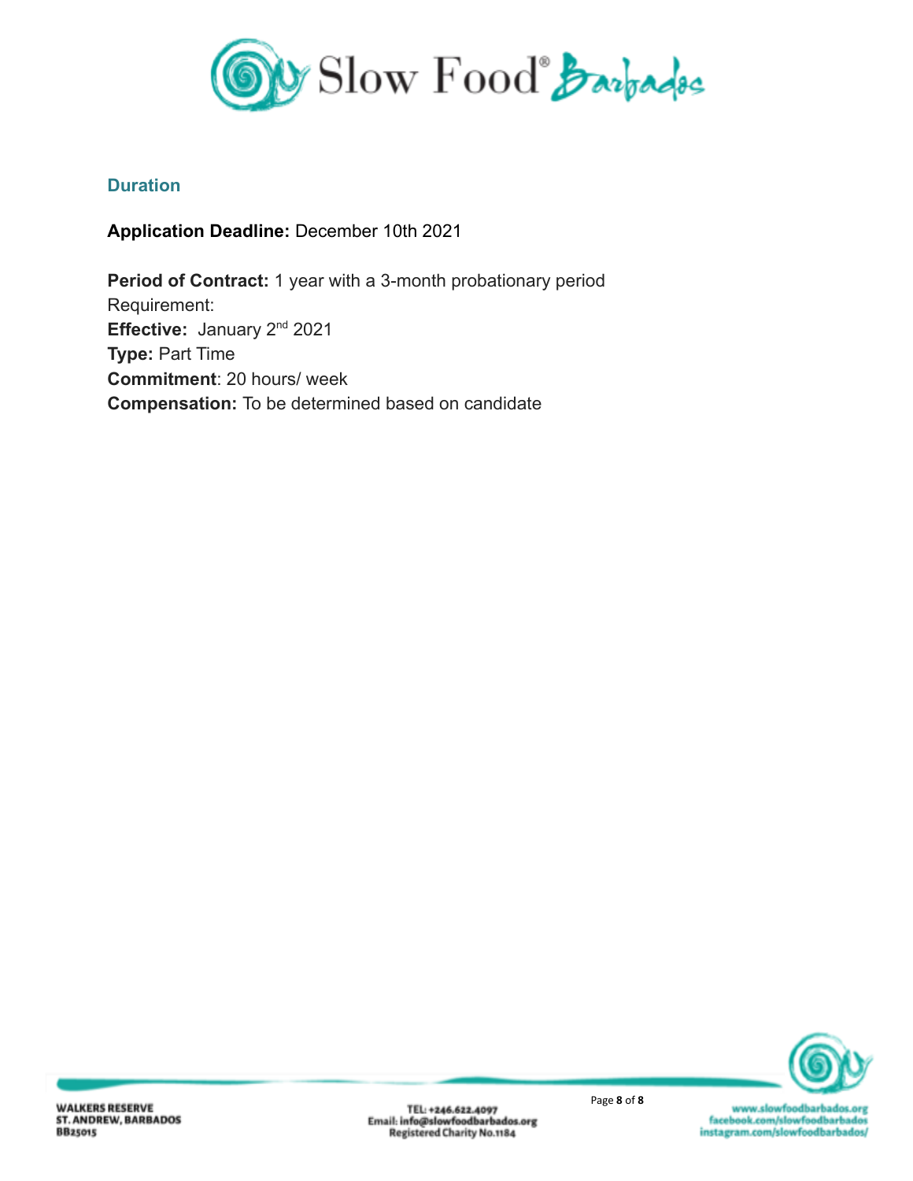## Duration

**Application Deadline:** December 10th 2021

**Period of Contract:** 1 year with a 3-month probationary period
Requirement:
**Effective:** January 2nd 2021
**Type:** Part Time
**Commitment**: 20 hours/ week
**Compensation:** To be determined based on candidate